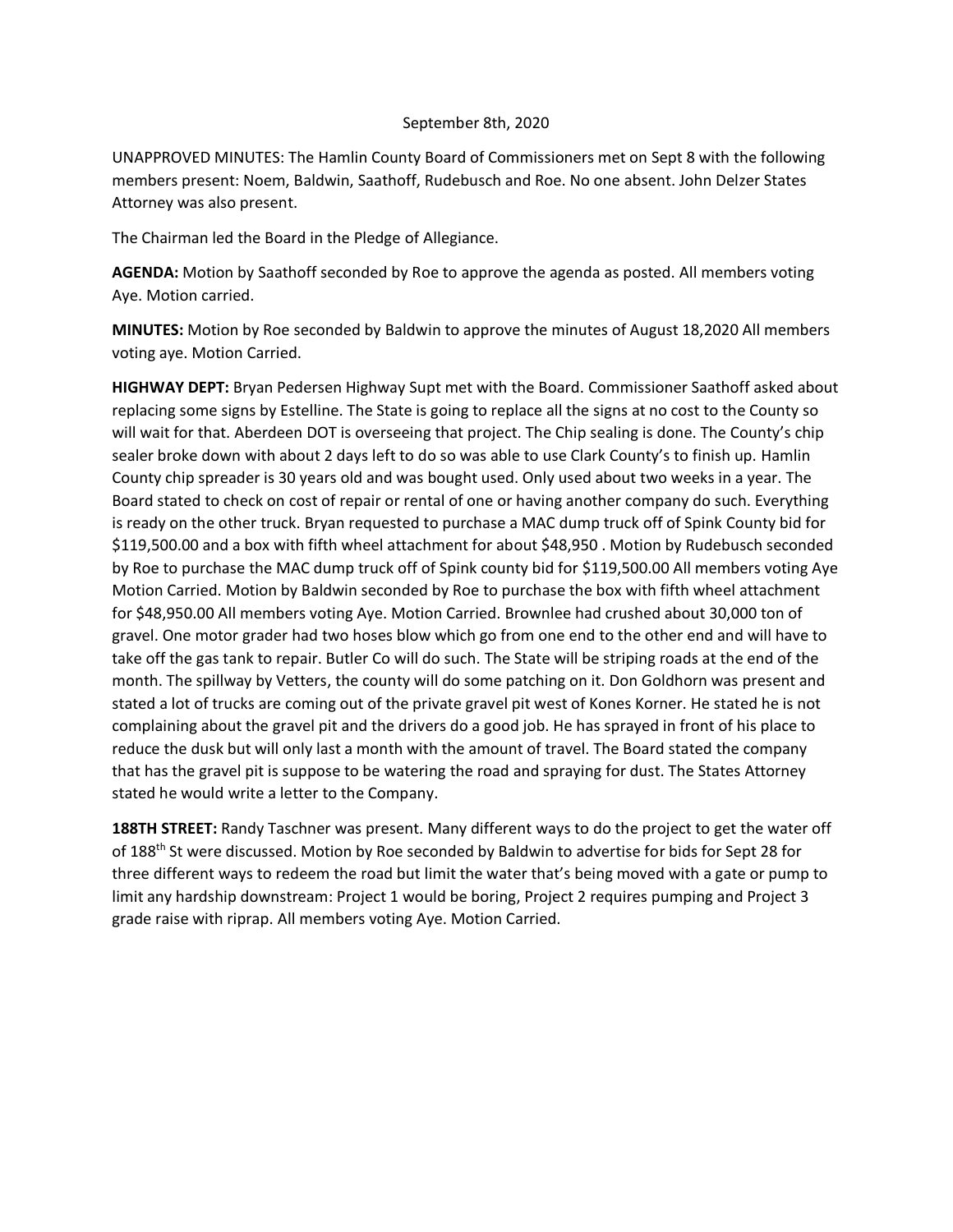September 8th, 2020

UNAPPROVED MINUTES: The Hamlin County Board of Commissioners met on Sept 8 with the following members present: Noem, Baldwin, Saathoff, Rudebusch and Roe. No one absent. John Delzer States Attorney was also present.

The Chairman led the Board in the Pledge of Allegiance.

**AGENDA:** Motion by Saathoff seconded by Roe to approve the agenda as posted. All members voting Aye. Motion carried.

**MINUTES:** Motion by Roe seconded by Baldwin to approve the minutes of August 18,2020 All members voting aye. Motion Carried.

**HIGHWAY DEPT:** Bryan Pedersen Highway Supt met with the Board. Commissioner Saathoff asked about replacing some signs by Estelline. The State is going to replace all the signs at no cost to the County so will wait for that. Aberdeen DOT is overseeing that project. The Chip sealing is done. The County's chip sealer broke down with about 2 days left to do so was able to use Clark County's to finish up. Hamlin County chip spreader is 30 years old and was bought used. Only used about two weeks in a year. The Board stated to check on cost of repair or rental of one or having another company do such. Everything is ready on the other truck. Bryan requested to purchase a MAC dump truck off of Spink County bid for $119,500.00 and a box with fifth wheel attachment for about $48,950 . Motion by Rudebusch seconded by Roe to purchase the MAC dump truck off of Spink county bid for $119,500.00 All members voting Aye Motion Carried. Motion by Baldwin seconded by Roe to purchase the box with fifth wheel attachment for $48,950.00 All members voting Aye. Motion Carried. Brownlee had crushed about 30,000 ton of gravel. One motor grader had two hoses blow which go from one end to the other end and will have to take off the gas tank to repair. Butler Co will do such. The State will be striping roads at the end of the month. The spillway by Vetters, the county will do some patching on it. Don Goldhorn was present and stated a lot of trucks are coming out of the private gravel pit west of Kones Korner. He stated he is not complaining about the gravel pit and the drivers do a good job. He has sprayed in front of his place to reduce the dusk but will only last a month with the amount of travel. The Board stated the company that has the gravel pit is suppose to be watering the road and spraying for dust. The States Attorney stated he would write a letter to the Company.

**188TH STREET:** Randy Taschner was present. Many different ways to do the project to get the water off of 188th St were discussed. Motion by Roe seconded by Baldwin to advertise for bids for Sept 28 for three different ways to redeem the road but limit the water that's being moved with a gate or pump to limit any hardship downstream: Project 1 would be boring, Project 2 requires pumping and Project 3 grade raise with riprap. All members voting Aye. Motion Carried.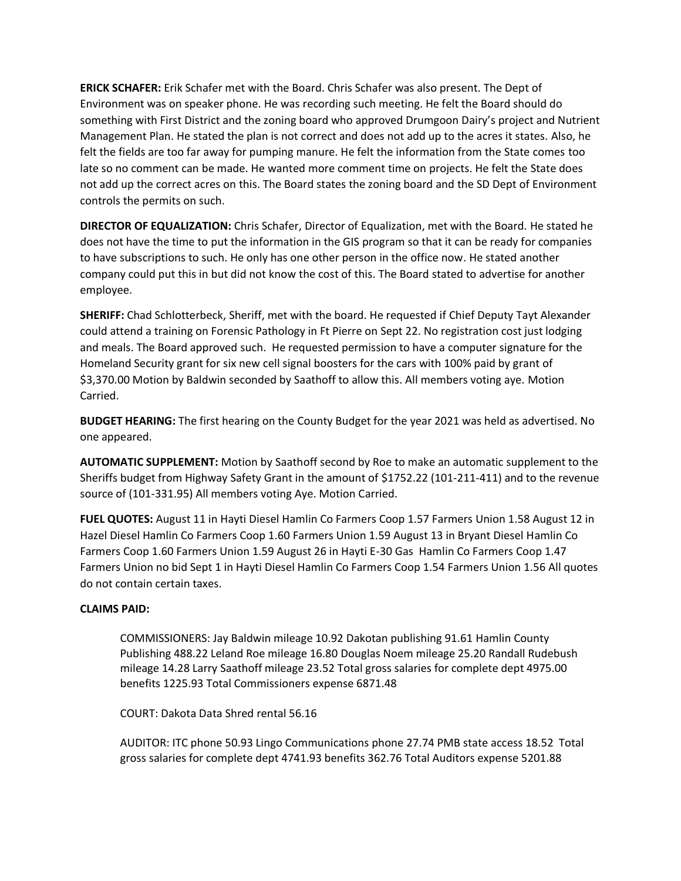**ERICK SCHAFER:** Erik Schafer met with the Board. Chris Schafer was also present. The Dept of Environment was on speaker phone. He was recording such meeting. He felt the Board should do something with First District and the zoning board who approved Drumgoon Dairy's project and Nutrient Management Plan. He stated the plan is not correct and does not add up to the acres it states. Also, he felt the fields are too far away for pumping manure. He felt the information from the State comes too late so no comment can be made. He wanted more comment time on projects. He felt the State does not add up the correct acres on this. The Board states the zoning board and the SD Dept of Environment controls the permits on such.

**DIRECTOR OF EQUALIZATION:** Chris Schafer, Director of Equalization, met with the Board. He stated he does not have the time to put the information in the GIS program so that it can be ready for companies to have subscriptions to such. He only has one other person in the office now. He stated another company could put this in but did not know the cost of this. The Board stated to advertise for another employee.

**SHERIFF:** Chad Schlotterbeck, Sheriff, met with the board. He requested if Chief Deputy Tayt Alexander could attend a training on Forensic Pathology in Ft Pierre on Sept 22. No registration cost just lodging and meals. The Board approved such. He requested permission to have a computer signature for the Homeland Security grant for six new cell signal boosters for the cars with 100% paid by grant of $3,370.00 Motion by Baldwin seconded by Saathoff to allow this. All members voting aye. Motion Carried.

**BUDGET HEARING:** The first hearing on the County Budget for the year 2021 was held as advertised. No one appeared.

**AUTOMATIC SUPPLEMENT:** Motion by Saathoff second by Roe to make an automatic supplement to the Sheriffs budget from Highway Safety Grant in the amount of $1752.22 (101-211-411) and to the revenue source of (101-331.95) All members voting Aye. Motion Carried.

**FUEL QUOTES:** August 11 in Hayti Diesel Hamlin Co Farmers Coop 1.57 Farmers Union 1.58 August 12 in Hazel Diesel Hamlin Co Farmers Coop 1.60 Farmers Union 1.59 August 13 in Bryant Diesel Hamlin Co Farmers Coop 1.60 Farmers Union 1.59 August 26 in Hayti E-30 Gas Hamlin Co Farmers Coop 1.47 Farmers Union no bid Sept 1 in Hayti Diesel Hamlin Co Farmers Coop 1.54 Farmers Union 1.56 All quotes do not contain certain taxes.

**CLAIMS PAID:**

COMMISSIONERS: Jay Baldwin mileage 10.92 Dakotan publishing 91.61 Hamlin County Publishing 488.22 Leland Roe mileage 16.80 Douglas Noem mileage 25.20 Randall Rudebush mileage 14.28 Larry Saathoff mileage 23.52 Total gross salaries for complete dept 4975.00 benefits 1225.93 Total Commissioners expense 6871.48

COURT: Dakota Data Shred rental 56.16

AUDITOR: ITC phone 50.93 Lingo Communications phone 27.74 PMB state access 18.52 Total gross salaries for complete dept 4741.93 benefits 362.76 Total Auditors expense 5201.88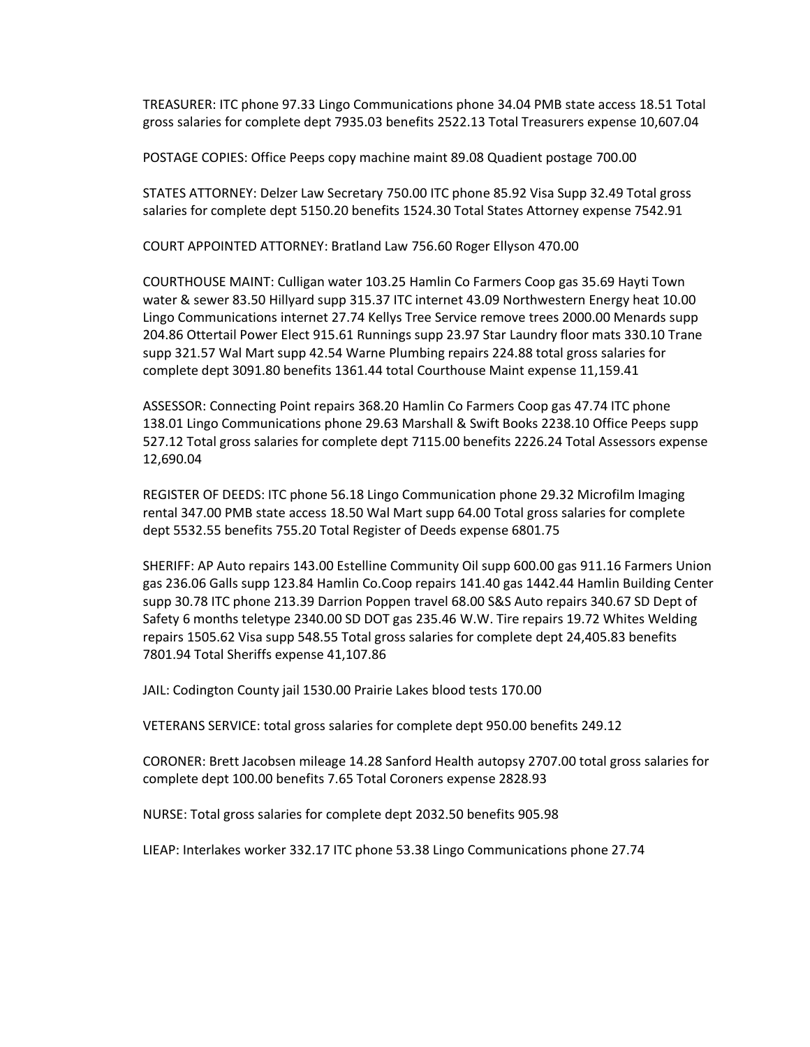TREASURER: ITC phone 97.33 Lingo Communications phone 34.04 PMB state access 18.51 Total gross salaries for complete dept 7935.03 benefits 2522.13 Total Treasurers expense 10,607.04

POSTAGE COPIES: Office Peeps copy machine maint 89.08 Quadient postage 700.00

STATES ATTORNEY: Delzer Law Secretary 750.00 ITC phone 85.92 Visa Supp 32.49 Total gross salaries for complete dept 5150.20 benefits 1524.30 Total States Attorney expense 7542.91

COURT APPOINTED ATTORNEY: Bratland Law 756.60 Roger Ellyson 470.00

COURTHOUSE MAINT: Culligan water 103.25 Hamlin Co Farmers Coop gas 35.69 Hayti Town water & sewer 83.50 Hillyard supp 315.37 ITC internet 43.09 Northwestern Energy heat 10.00 Lingo Communications internet 27.74 Kellys Tree Service remove trees 2000.00 Menards supp 204.86 Ottertail Power Elect 915.61 Runnings supp 23.97 Star Laundry floor mats 330.10 Trane supp 321.57 Wal Mart supp 42.54 Warne Plumbing repairs 224.88 total gross salaries for complete dept 3091.80 benefits 1361.44 total Courthouse Maint expense 11,159.41

ASSESSOR: Connecting Point repairs 368.20 Hamlin Co Farmers Coop gas 47.74 ITC phone 138.01 Lingo Communications phone 29.63 Marshall & Swift Books 2238.10 Office Peeps supp 527.12 Total gross salaries for complete dept 7115.00 benefits 2226.24 Total Assessors expense 12,690.04

REGISTER OF DEEDS: ITC phone 56.18 Lingo Communication phone 29.32 Microfilm Imaging rental 347.00 PMB state access 18.50 Wal Mart supp 64.00 Total gross salaries for complete dept 5532.55 benefits 755.20 Total Register of Deeds expense 6801.75

SHERIFF: AP Auto repairs 143.00 Estelline Community Oil supp 600.00 gas 911.16 Farmers Union gas 236.06 Galls supp 123.84 Hamlin Co.Coop repairs 141.40 gas 1442.44 Hamlin Building Center supp 30.78 ITC phone 213.39 Darrion Poppen travel 68.00 S&S Auto repairs 340.67 SD Dept of Safety 6 months teletype 2340.00 SD DOT gas 235.46 W.W. Tire repairs 19.72 Whites Welding repairs 1505.62 Visa supp 548.55 Total gross salaries for complete dept 24,405.83 benefits 7801.94 Total Sheriffs expense 41,107.86

JAIL: Codington County jail 1530.00 Prairie Lakes blood tests 170.00

VETERANS SERVICE: total gross salaries for complete dept 950.00 benefits 249.12

CORONER: Brett Jacobsen mileage 14.28 Sanford Health autopsy 2707.00 total gross salaries for complete dept 100.00 benefits 7.65 Total Coroners expense 2828.93

NURSE: Total gross salaries for complete dept 2032.50 benefits 905.98

LIEAP: Interlakes worker 332.17 ITC phone 53.38 Lingo Communications phone 27.74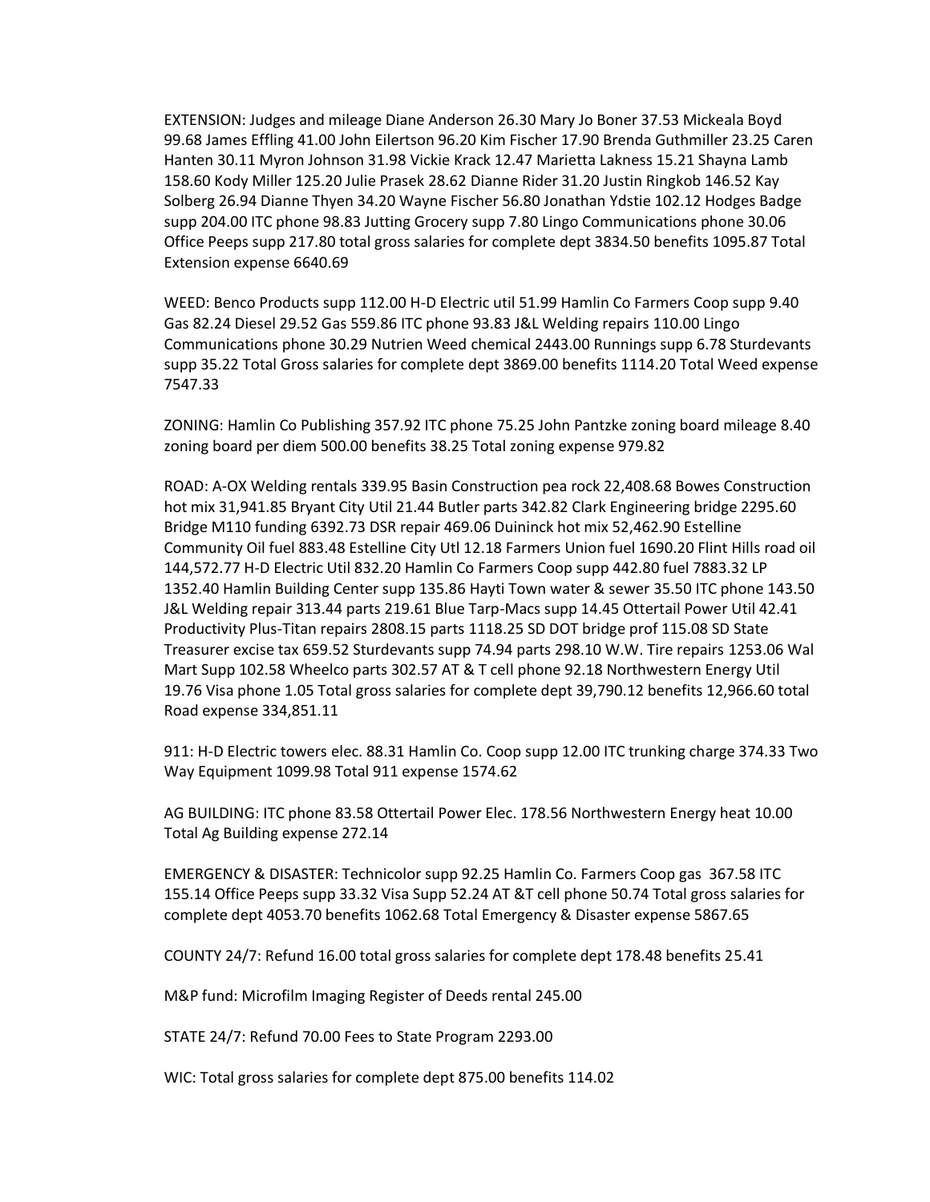EXTENSION: Judges and mileage Diane Anderson 26.30 Mary Jo Boner 37.53 Mickeala Boyd 99.68 James Effling 41.00 John Eilertson 96.20 Kim Fischer 17.90 Brenda Guthmiller 23.25 Caren Hanten 30.11 Myron Johnson 31.98 Vickie Krack 12.47 Marietta Lakness 15.21 Shayna Lamb 158.60 Kody Miller 125.20 Julie Prasek 28.62 Dianne Rider 31.20 Justin Ringkob 146.52 Kay Solberg 26.94 Dianne Thyen 34.20 Wayne Fischer 56.80 Jonathan Ydstie 102.12 Hodges Badge supp 204.00 ITC phone 98.83 Jutting Grocery supp 7.80 Lingo Communications phone 30.06 Office Peeps supp 217.80 total gross salaries for complete dept 3834.50 benefits 1095.87 Total Extension expense 6640.69

WEED: Benco Products supp 112.00 H-D Electric util 51.99 Hamlin Co Farmers Coop supp 9.40 Gas 82.24 Diesel 29.52 Gas 559.86 ITC phone 93.83 J&L Welding repairs 110.00 Lingo Communications phone 30.29 Nutrien Weed chemical 2443.00 Runnings supp 6.78 Sturdevants supp 35.22 Total Gross salaries for complete dept 3869.00 benefits 1114.20 Total Weed expense 7547.33

ZONING: Hamlin Co Publishing 357.92 ITC phone 75.25 John Pantzke zoning board mileage 8.40 zoning board per diem 500.00 benefits 38.25 Total zoning expense 979.82

ROAD: A-OX Welding rentals 339.95 Basin Construction pea rock 22,408.68 Bowes Construction hot mix 31,941.85 Bryant City Util 21.44 Butler parts 342.82 Clark Engineering bridge 2295.60 Bridge M110 funding 6392.73 DSR repair 469.06 Duininck hot mix 52,462.90 Estelline Community Oil fuel 883.48 Estelline City Utl 12.18 Farmers Union fuel 1690.20 Flint Hills road oil 144,572.77 H-D Electric Util 832.20 Hamlin Co Farmers Coop supp 442.80 fuel 7883.32 LP 1352.40 Hamlin Building Center supp 135.86 Hayti Town water & sewer 35.50 ITC phone 143.50 J&L Welding repair 313.44 parts 219.61 Blue Tarp-Macs supp 14.45 Ottertail Power Util 42.41 Productivity Plus-Titan repairs 2808.15 parts 1118.25 SD DOT bridge prof 115.08 SD State Treasurer excise tax 659.52 Sturdevants supp 74.94 parts 298.10 W.W. Tire repairs 1253.06 Wal Mart Supp 102.58 Wheelco parts 302.57 AT & T cell phone 92.18 Northwestern Energy Util 19.76 Visa phone 1.05 Total gross salaries for complete dept 39,790.12 benefits 12,966.60 total Road expense 334,851.11

911: H-D Electric towers elec. 88.31 Hamlin Co. Coop supp 12.00 ITC trunking charge 374.33 Two Way Equipment 1099.98 Total 911 expense 1574.62

AG BUILDING: ITC phone 83.58 Ottertail Power Elec. 178.56 Northwestern Energy heat 10.00 Total Ag Building expense 272.14

EMERGENCY & DISASTER: Technicolor supp 92.25 Hamlin Co. Farmers Coop gas 367.58 ITC 155.14 Office Peeps supp 33.32 Visa Supp 52.24 AT &T cell phone 50.74 Total gross salaries for complete dept 4053.70 benefits 1062.68 Total Emergency & Disaster expense 5867.65

COUNTY 24/7: Refund 16.00 total gross salaries for complete dept 178.48 benefits 25.41

M&P fund: Microfilm Imaging Register of Deeds rental 245.00

STATE 24/7: Refund 70.00 Fees to State Program 2293.00

WIC: Total gross salaries for complete dept 875.00 benefits 114.02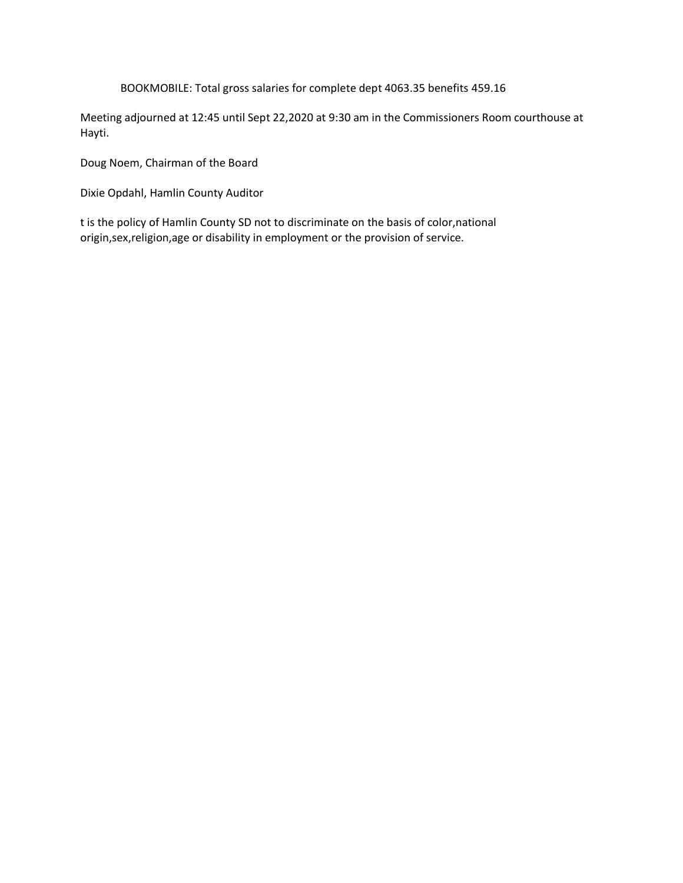BOOKMOBILE: Total gross salaries for complete dept 4063.35 benefits 459.16

Meeting adjourned at 12:45 until Sept 22,2020 at 9:30 am in the Commissioners Room courthouse at Hayti.

Doug Noem, Chairman of the Board

Dixie Opdahl, Hamlin County Auditor

t is the policy of Hamlin County SD not to discriminate on the basis of color,national origin,sex,religion,age or disability in employment or the provision of service.